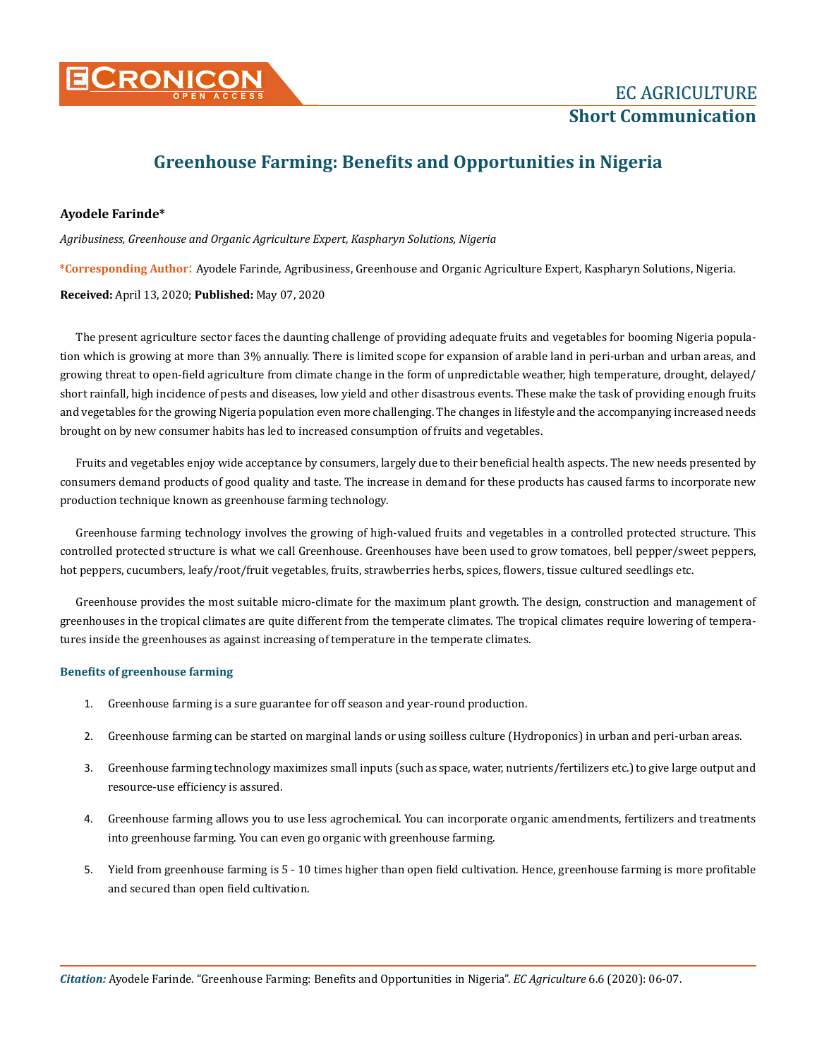# Greenhouse Farming: Benefits and Opportunities in Nigeria

**Ayodele Farinde***

*Agribusiness, Greenhouse and Organic Agriculture Expert, Kaspharyn Solutions, Nigeria*

***Corresponding Author**: Ayodele Farinde, Agribusiness, Greenhouse and Organic Agriculture Expert, Kaspharyn Solutions, Nigeria.

**Received:** April 13, 2020; **Published:** May 07, 2020

The present agriculture sector faces the daunting challenge of providing adequate fruits and vegetables for booming Nigeria population which is growing at more than 3% annually. There is limited scope for expansion of arable land in peri-urban and urban areas, and growing threat to open-field agriculture from climate change in the form of unpredictable weather, high temperature, drought, delayed/short rainfall, high incidence of pests and diseases, low yield and other disastrous events. These make the task of providing enough fruits and vegetables for the growing Nigeria population even more challenging. The changes in lifestyle and the accompanying increased needs brought on by new consumer habits has led to increased consumption of fruits and vegetables.

Fruits and vegetables enjoy wide acceptance by consumers, largely due to their beneficial health aspects. The new needs presented by consumers demand products of good quality and taste. The increase in demand for these products has caused farms to incorporate new production technique known as greenhouse farming technology.

Greenhouse farming technology involves the growing of high-valued fruits and vegetables in a controlled protected structure. This controlled protected structure is what we call Greenhouse. Greenhouses have been used to grow tomatoes, bell pepper/sweet peppers, hot peppers, cucumbers, leafy/root/fruit vegetables, fruits, strawberries herbs, spices, flowers, tissue cultured seedlings etc.

Greenhouse provides the most suitable micro-climate for the maximum plant growth. The design, construction and management of greenhouses in the tropical climates are quite different from the temperate climates. The tropical climates require lowering of temperatures inside the greenhouses as against increasing of temperature in the temperate climates.

## Benefits of greenhouse farming

1. Greenhouse farming is a sure guarantee for off season and year-round production.
2. Greenhouse farming can be started on marginal lands or using soilless culture (Hydroponics) in urban and peri-urban areas.
3. Greenhouse farming technology maximizes small inputs (such as space, water, nutrients/fertilizers etc.) to give large output and resource-use efficiency is assured.
4. Greenhouse farming allows you to use less agrochemical. You can incorporate organic amendments, fertilizers and treatments into greenhouse farming. You can even go organic with greenhouse farming.
5. Yield from greenhouse farming is 5 - 10 times higher than open field cultivation. Hence, greenhouse farming is more profitable and secured than open field cultivation.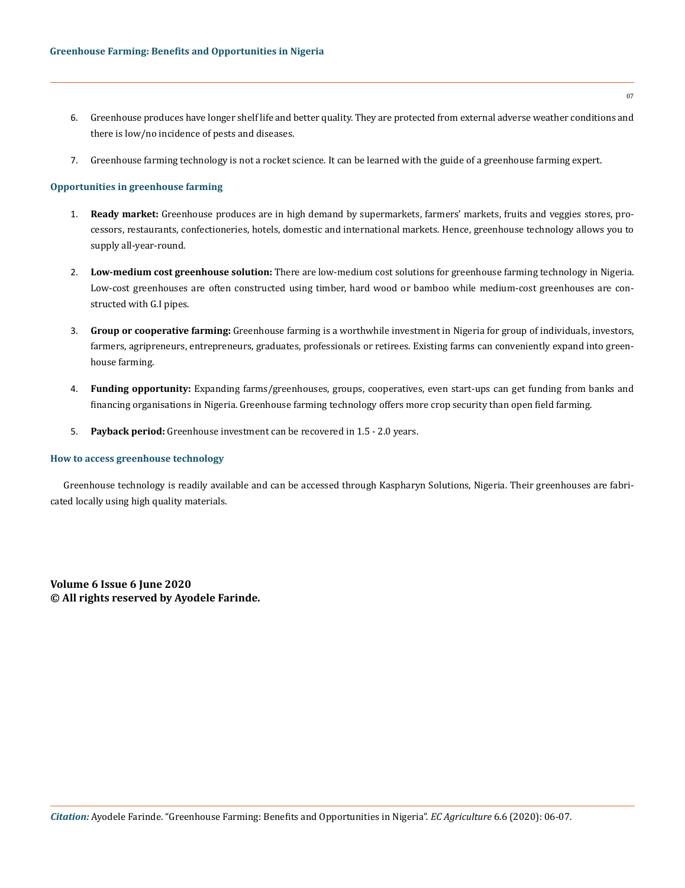6. Greenhouse produces have longer shelf life and better quality. They are protected from external adverse weather conditions and there is low/no incidence of pests and diseases.
7. Greenhouse farming technology is not a rocket science. It can be learned with the guide of a greenhouse farming expert.

### Opportunities in greenhouse farming

1. **Ready market:** Greenhouse produces are in high demand by supermarkets, farmers' markets, fruits and veggies stores, processors, restaurants, confectioneries, hotels, domestic and international markets. Hence, greenhouse technology allows you to supply all-year-round.
2. **Low-medium cost greenhouse solution:** There are low-medium cost solutions for greenhouse farming technology in Nigeria. Low-cost greenhouses are often constructed using timber, hard wood or bamboo while medium-cost greenhouses are constructed with G.I pipes.
3. **Group or cooperative farming:** Greenhouse farming is a worthwhile investment in Nigeria for group of individuals, investors, farmers, agripreneurs, entrepreneurs, graduates, professionals or retirees. Existing farms can conveniently expand into greenhouse farming.
4. **Funding opportunity:** Expanding farms/greenhouses, groups, cooperatives, even start-ups can get funding from banks and financing organisations in Nigeria. Greenhouse farming technology offers more crop security than open field farming.
5. **Payback period:** Greenhouse investment can be recovered in 1.5 - 2.0 years.

### How to access greenhouse technology

Greenhouse technology is readily available and can be accessed through Kaspharyn Solutions, Nigeria. Their greenhouses are fabricated locally using high quality materials.

**Volume 6 Issue 6 June 2020**
**© All rights reserved by Ayodele Farinde.**